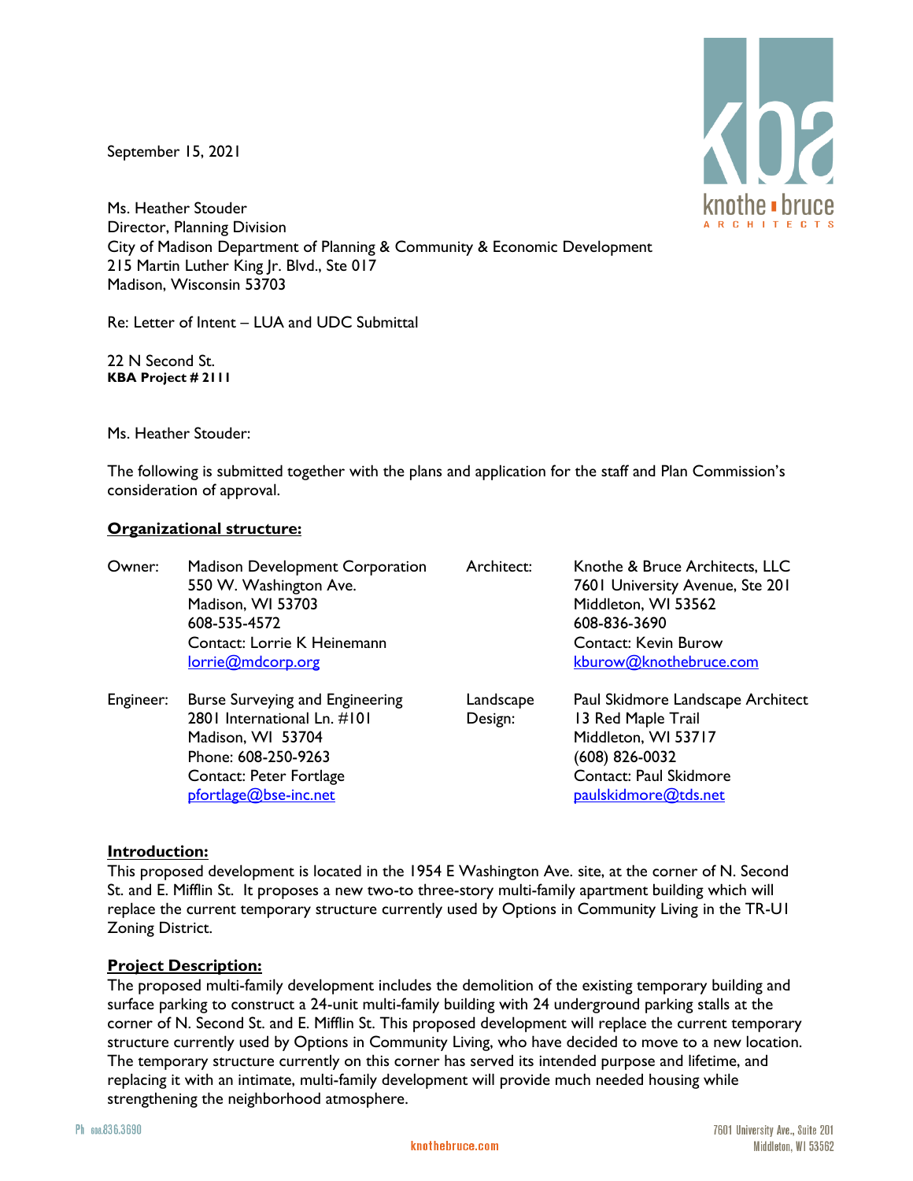September 15, 2021

Ms. Heather Stouder
Director, Planning Division
City of Madison Department of Planning & Community & Economic Development
215 Martin Luther King Jr. Blvd., Ste 017
Madison, Wisconsin 53703

Re: Letter of Intent – LUA and UDC Submittal

22 N Second St.
**KBA Project # 2111**

Ms. Heather Stouder:

The following is submitted together with the plans and application for the staff and Plan Commission's consideration of approval.

## Organizational structure:

| | | | |
|---|---|---|---|
| Owner: | Madison Development Corporation<br>550 W. Washington Ave.<br>Madison, WI 53703<br>608-535-4572<br>Contact: Lorrie K Heinemann<br>lorrie@mdcorp.org | Architect: | Knothe & Bruce Architects, LLC<br>7601 University Avenue, Ste 201<br>Middleton, WI 53562<br>608-836-3690<br>Contact: Kevin Burow<br>kburow@knothebruce.com |
| Engineer: | Burse Surveying and Engineering<br>2801 International Ln. #101<br>Madison, WI 53704<br>Phone: 608-250-9263<br>Contact: Peter Fortlage<br>pfortlage@bse-inc.net | Landscape Design: | Paul Skidmore Landscape Architect<br>13 Red Maple Trail<br>Middleton, WI 53717<br>(608) 826-0032<br>Contact: Paul Skidmore<br>paulskidmore@tds.net |

## Introduction:

This proposed development is located in the 1954 E Washington Ave. site, at the corner of N. Second St. and E. Mifflin St. It proposes a new two-to three-story multi-family apartment building which will replace the current temporary structure currently used by Options in Community Living in the TR-U1 Zoning District.

## Project Description:

The proposed multi-family development includes the demolition of the existing temporary building and surface parking to construct a 24-unit multi-family building with 24 underground parking stalls at the corner of N. Second St. and E. Mifflin St. This proposed development will replace the current temporary structure currently used by Options in Community Living, who have decided to move to a new location. The temporary structure currently on this corner has served its intended purpose and lifetime, and replacing it with an intimate, multi-family development will provide much needed housing while strengthening the neighborhood atmosphere.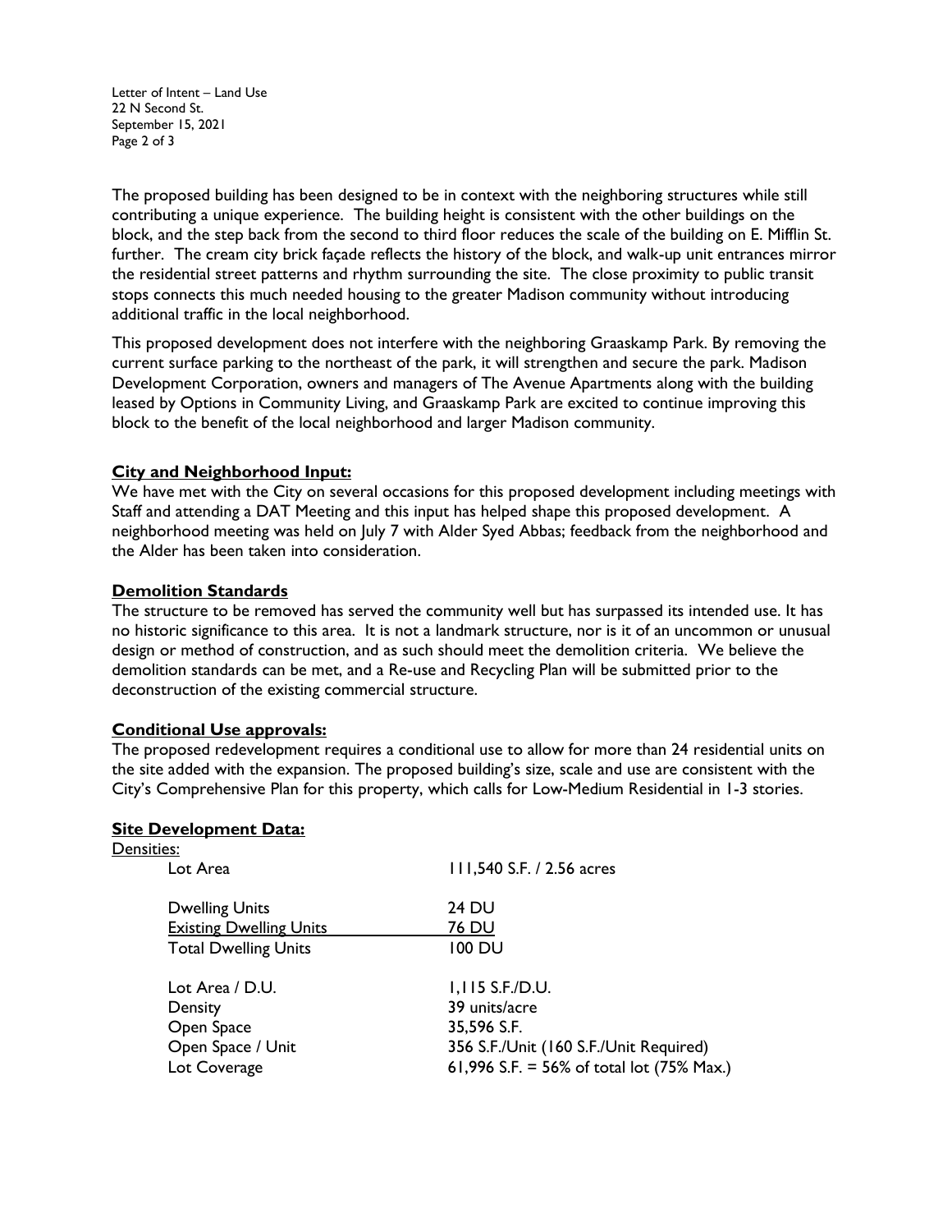The proposed building has been designed to be in context with the neighboring structures while still contributing a unique experience. The building height is consistent with the other buildings on the block, and the step back from the second to third floor reduces the scale of the building on E. Mifflin St. further. The cream city brick façade reflects the history of the block, and walk-up unit entrances mirror the residential street patterns and rhythm surrounding the site. The close proximity to public transit stops connects this much needed housing to the greater Madison community without introducing additional traffic in the local neighborhood.

This proposed development does not interfere with the neighboring Graaskamp Park. By removing the current surface parking to the northeast of the park, it will strengthen and secure the park. Madison Development Corporation, owners and managers of The Avenue Apartments along with the building leased by Options in Community Living, and Graaskamp Park are excited to continue improving this block to the benefit of the local neighborhood and larger Madison community.

## City and Neighborhood Input:

We have met with the City on several occasions for this proposed development including meetings with Staff and attending a DAT Meeting and this input has helped shape this proposed development. A neighborhood meeting was held on July 7 with Alder Syed Abbas; feedback from the neighborhood and the Alder has been taken into consideration.

## Demolition Standards

The structure to be removed has served the community well but has surpassed its intended use. It has no historic significance to this area. It is not a landmark structure, nor is it of an uncommon or unusual design or method of construction, and as such should meet the demolition criteria. We believe the demolition standards can be met, and a Re-use and Recycling Plan will be submitted prior to the deconstruction of the existing commercial structure.

## Conditional Use approvals:

The proposed redevelopment requires a conditional use to allow for more than 24 residential units on the site added with the expansion. The proposed building's size, scale and use are consistent with the City's Comprehensive Plan for this property, which calls for Low-Medium Residential in 1-3 stories.

## Site Development Data:

Densities:

| | |
|---|---|
| Lot Area | 111,540 S.F. / 2.56 acres |
| Dwelling Units | 24 DU |
| Existing Dwelling Units | 76 DU |
| Total Dwelling Units | 100 DU |
| Lot Area / D.U. | 1,115 S.F./D.U. |
| Density | 39 units/acre |
| Open Space | 35,596 S.F. |
| Open Space / Unit | 356 S.F./Unit (160 S.F./Unit Required) |
| Lot Coverage | 61,996 S.F. = 56% of total lot (75% Max.) |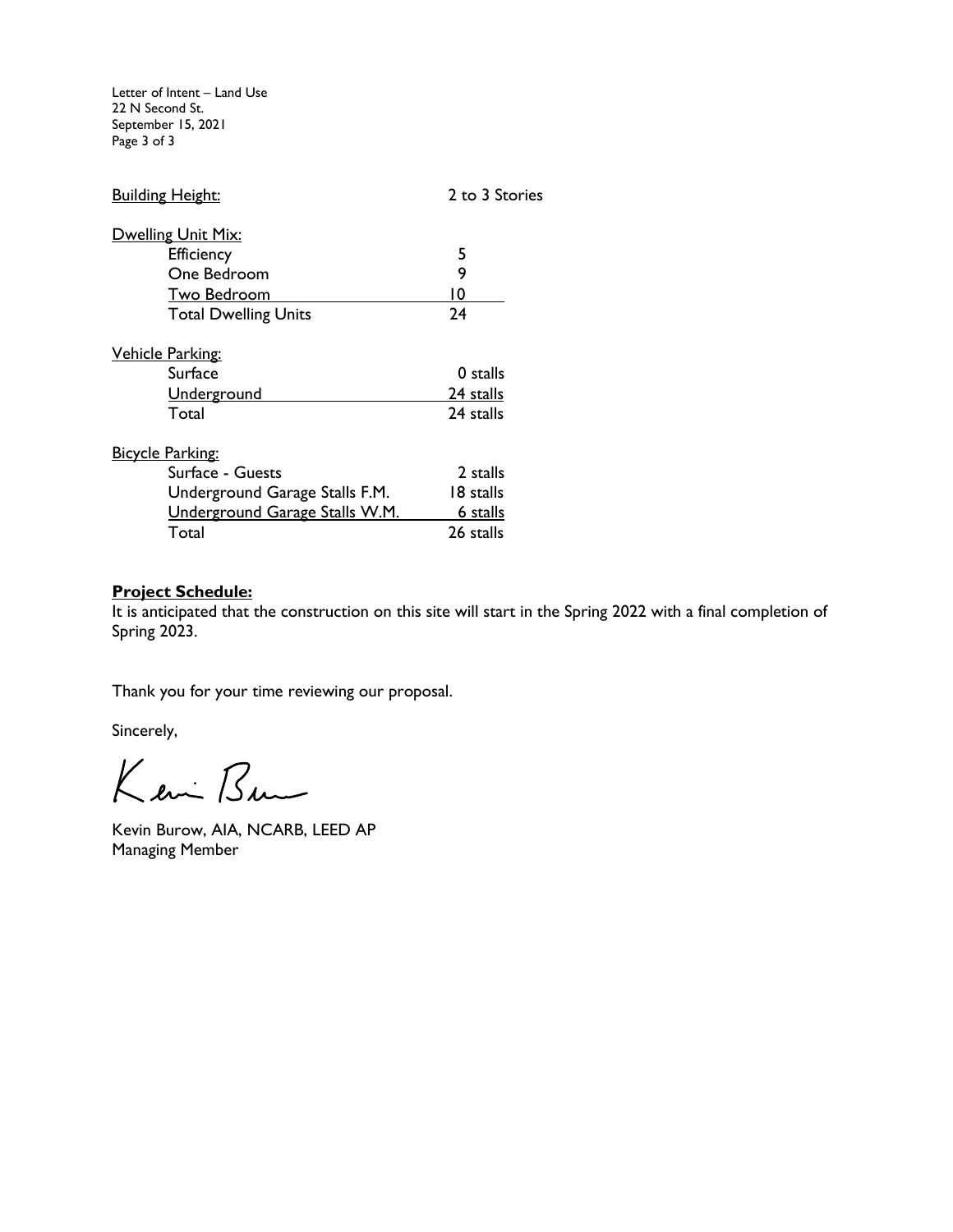| | |
|---|---|
| Building Height: | 2 to 3 Stories |
| **Dwelling Unit Mix:** | |
| Efficiency | 5 |
| One Bedroom | 9 |
| Two Bedroom | 10 |
| Total Dwelling Units | 24 |
| **Vehicle Parking:** | |
| Surface | 0 stalls |
| Underground | 24 stalls |
| Total | 24 stalls |
| **Bicycle Parking:** | |
| Surface - Guests | 2 stalls |
| Underground Garage Stalls F.M. | 18 stalls |
| Underground Garage Stalls W.M. | 6 stalls |
| Total | 26 stalls |

**Project Schedule:**

It is anticipated that the construction on this site will start in the Spring 2022 with a final completion of Spring 2023.

Thank you for your time reviewing our proposal.

Sincerely,

Kevin Burow, AIA, NCARB, LEED AP
Managing Member